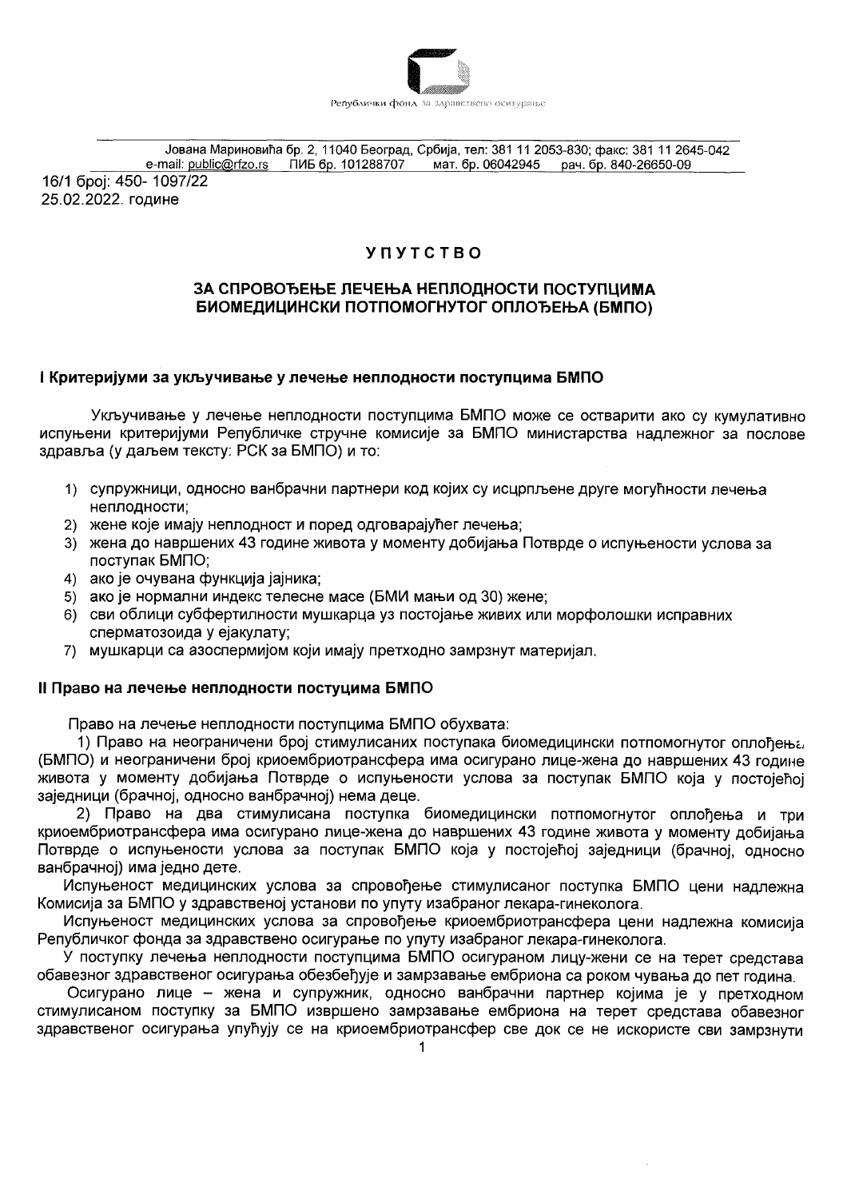Републички фонд за здравствено осигурање

Јована Мариновића бр. 2, 11040 Београд, Србија, тел: 381 11 2053-830; факс: 381 11 2645-042
e-mail: public@rfzo.rs ПИБ бр. 101288707 мат. бр. 06042945 рач. бр. 840-26650-09

16/1 број: 450- 1097/22
25.02.2022. године

# УПУТСТВО

## ЗА СПРОВОЂЕЊЕ ЛЕЧЕЊА НЕПЛОДНОСТИ ПОСТУПЦИМА БИОМЕДИЦИНСКИ ПОТПОМОГНУТОГ ОПЛОЂЕЊА (БМПО)

### I Критеријуми за укључивање у лечење неплодности поступцима БМПО

Укључивање у лечење неплодности поступцима БМПО може се остварити ако су кумулативно испуњени критеријуми Републичке стручне комисије за БМПО министарства надлежног за послове здравља (у даљем тексту: РСК за БМПО) и то:

1) супружници, односно ванбрачни партнери код којих су исцрпљене друге могућности лечења неплодности;
2) жене које имају неплодност и поред одговарајућег лечења;
3) жена до навршених 43 године живота у моменту добијања Потврде о испуњености услова за поступак БМПО;
4) ако је очувана функција јајника;
5) ако је нормални индекс телесне масе (БМИ мањи од 30) жене;
6) сви облици субфертилности мушкарца уз постојање живих или морфолошки исправних сперматозоида у ејакулату;
7) мушкарци са азоспермијом који имају претходно замрзнут материјал.

### II Право на лечење неплодности постуцима БМПО

Право на лечење неплодности поступцима БМПО обухвата:

1) Право на неограничени број стимулисаних поступака биомедицински потпомогнутог оплођења (БМПО) и неограничени број криоембриотрансфера има осигурано лице-жена до навршених 43 године живота у моменту добијања Потврде о испуњености услова за поступак БМПО која у постојећој заједници (брачној, односно ванбрачној) нема деце.

2) Право на два стимулисана поступка биомедицински потпомогнутог оплођења и три криоембриотрансфера има осигурано лице-жена до навршених 43 године живота у моменту добијања Потврде о испуњености услова за поступак БМПО која у постојећој заједници (брачној, односно ванбрачној) има једно дете.

Испуњеност медицинских услова за спровођење стимулисаног поступка БМПО цени надлежна Комисија за БМПО у здравственој установи по упуту изабраног лекара-гинеколога.

Испуњеност медицинских услова за спровођење криоембриотрансфера цени надлежна комисија Републичког фонда за здравствено осигурање по упуту изабраног лекара-гинеколога.

У поступку лечења неплодности поступцима БМПО осигураном лицу-жени се на терет средстава обавезног здравственог осигурања обезбеђује и замрзавање ембриона са роком чувања до пет година.

Осигурано лице – жена и супружник, односно ванбрачни партнер којима је у претходном стимулисаном поступку за БМПО извршено замрзавање ембриона на терет средстава обавезног здравственог осигурања упућују се на криоембриотрансфер све док се не искористе сви замрзнути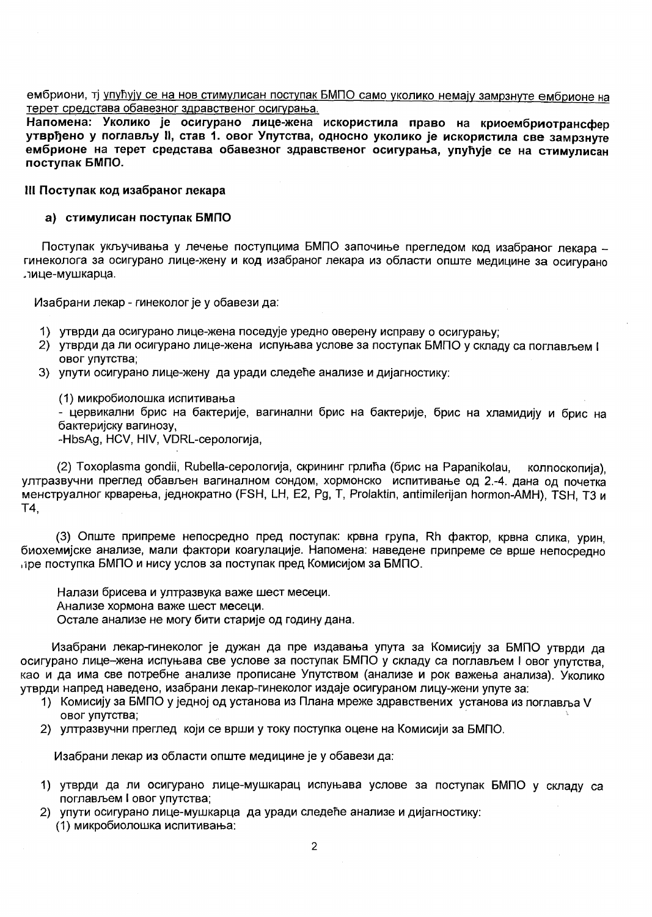ембриони, тј упућују се на нов стимулисан поступак БМПО само уколико немају замрзнуте ембрионе на терет средстава обавезног здравственог осигурања.

**Напомена: Уколико је осигурано лице-жена искористила право на криоембриотрансфер утврђено у поглављу II, став 1. овог Упутства, односно уколико је искористила све замрзнуте ембрионе на терет средстава обавезног здравственог осигурања, упућује се на стимулисан поступак БМПО.**

### III Поступак код изабраног лекара

#### а) стимулисан поступак БМПО

Поступак укључивања у лечење поступцима БМПО започиње прегледом код изабраног лекара – гинеколога за осигурано лице-жену и код изабраног лекара из области опште медицине за осигурано лице-мушкарца.

Изабрани лекар - гинеколог је у обавези да:

1) утврди да осигурано лице-жена поседује уредно оверену исправу о осигурању;
2) утврди да ли осигурано лице-жена испуњава услове за поступак БМПО у складу са поглављем I овог упутства;
3) упути осигурано лице-жену да уради следеће анализе и дијагностику:

(1) микробиолошка испитивања
- цервикални брис на бактерије, вагинални брис на бактерије, брис на хламидију и брис на бактеријску вагинозу,
-HbsAg, HCV, HIV, VDRL-серологија,

(2) Toxoplasma gondii, Rubella-серологија, скрининг грлића (брис на Papanikolau, колпоскопија), ултразвучни преглед обављен вагиналном сондом, хормонско испитивање од 2.-4. дана од почетка менструалног крварења, једнократно (FSH, LH, E2, Pg, T, Prolaktin, antimilerijan hormon-AMH), TSH, T3 и T4,

(3) Опште припреме непосредно пред поступак: крвна група, Rh фактор, крвна слика, урин, биохемијске анализе, мали фактори коагулације. Напомена: наведене припреме се врше непосредно пре поступка БМПО и нису услов за поступак пред Комисијом за БМПО.

Налази брисева и ултразвука важе шест месеци.
Анализе хормона важе шест месеци.
Остале анализе не могу бити старије од годину дана.

Изабрани лекар-гинеколог је дужан да пре издавања упута за Комисију за БМПО утврди да осигурано лице–жена испуњава све услове за поступак БМПО у складу са поглављем I овог упутства, као и да има све потребне анализе прописане Упутством (анализе и рок важења анализа). Уколико утврди напред наведено, изабрани лекар-гинеколог издаје осигураном лицу-жени упуте за:

1) Комисију за БМПО у једној од установа из Плана мреже здравствених установа из поглавља V овог упутства;
2) ултразвучни преглед који се врши у току поступка оцене на Комисији за БМПО.

Изабрани лекар из области опште медицине је у обавези да:

1) утврди да ли осигурано лице-мушкарац испуњава услове за поступак БМПО у складу са поглављем I овог упутства;
2) упути осигурано лице-мушкарца да уради следеће анализе и дијагностику:
   (1) микробиолошка испитивања: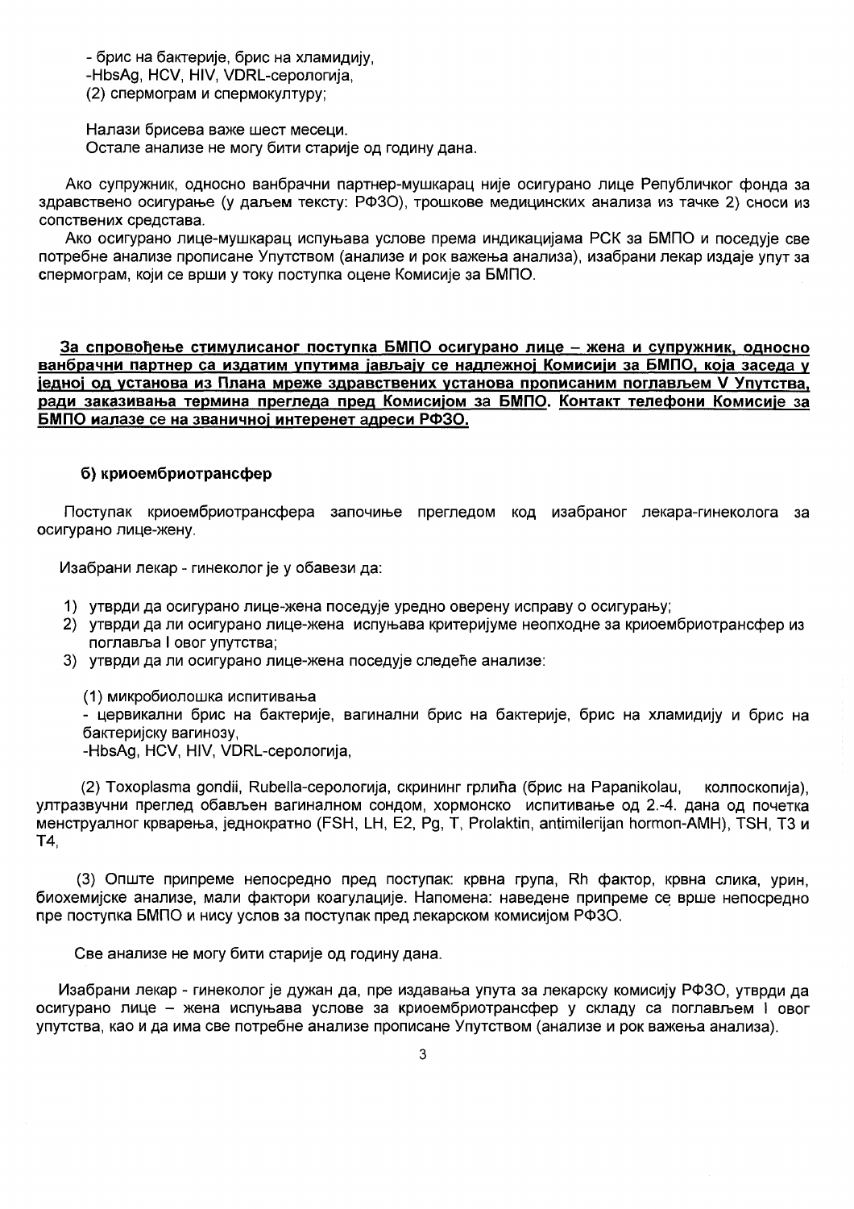- брис на бактерије, брис на хламидију,
-HbsAg, HCV, HIV, VDRL-серологија,
(2) спермограм и спермокултуру;

Налази брисева важе шест месеци.
Остале анализе не могу бити старије од годину дана.

Ако супружник, односно ванбрачни партнер-мушкарац није осигурано лице Републичког фонда за здравствено осигурање (у даљем тексту: РФЗО), трошкове медицинских анализа из тачке 2) сноси из сопствених средстава.

Ако осигурано лице-мушкарац испуњава услове према индикацијама РСК за БМПО и поседује све потребне анализе прописане Упутством (анализе и рок важења анализа), изабрани лекар издаје упут за спермограм, који се врши у току поступка оцене Комисије за БМПО.

**<u>За спровођење стимулисаног поступка БМПО осигурано лице – жена и супружник, односно ванбрачни партнер са издатим упутима јављају се надлежној Комисији за БМПО, која заседа у једној од установа из Плана мреже здравствених установа прописаним поглављем V Упутства, ради заказивања термина прегледа пред Комисијом за БМПО.</u> <u>Контакт телефони Комисије за БМПО налазе се на званичној интеренет адреси РФЗО.</u>**

### б) криоембриотрансфер

Поступак криоембриотрансфера започиње прегледом код изабраног лекара-гинеколога за осигурано лице-жену.

Изабрани лекар - гинеколог је у обавези да:

1) утврди да осигурано лице-жена поседује уредно оверену исправу о осигурању;
2) утврди да ли осигурано лице-жена испуњава критеријуме неопходне за криоембриотрансфер из поглавља I овог упутства;
3) утврди да ли осигурано лице-жена поседује следеће анализе:

(1) микробиолошка испитивања
- цервикални брис на бактерије, вагинални брис на бактерије, брис на хламидију и брис на бактеријску вагинозу,
-HbsAg, HCV, HIV, VDRL-серологија,

(2) Toxoplasma gondii, Rubella-серологија, скрининг грлића (брис на Papanikolau, колпоскопија), ултразвучни преглед обављен вагиналном сондом, хормонско испитивање од 2.-4. дана од почетка менструалног крварења, једнократно (FSH, LH, E2, Pg, T, Prolaktin, antimilerijan hormon-AMH), TSH, T3 и T4,

(3) Опште припреме непосредно пред поступак: крвна група, Rh фактор, крвна слика, урин, биохемијске анализе, мали фактори коагулације. Напомена: наведене припреме се врше непосредно пре поступка БМПО и нису услов за поступак пред лекарском комисијом РФЗО.

Све анализе не могу бити старије од годину дана.

Изабрани лекар - гинеколог је дужан да, пре издавања упута за лекарску комисију РФЗО, утврди да осигурано лице – жена испуњава услове за криоембриотрансфер у складу са поглављем I овог упутства, као и да има све потребне анализе прописане Упутством (анализе и рок важења анализа).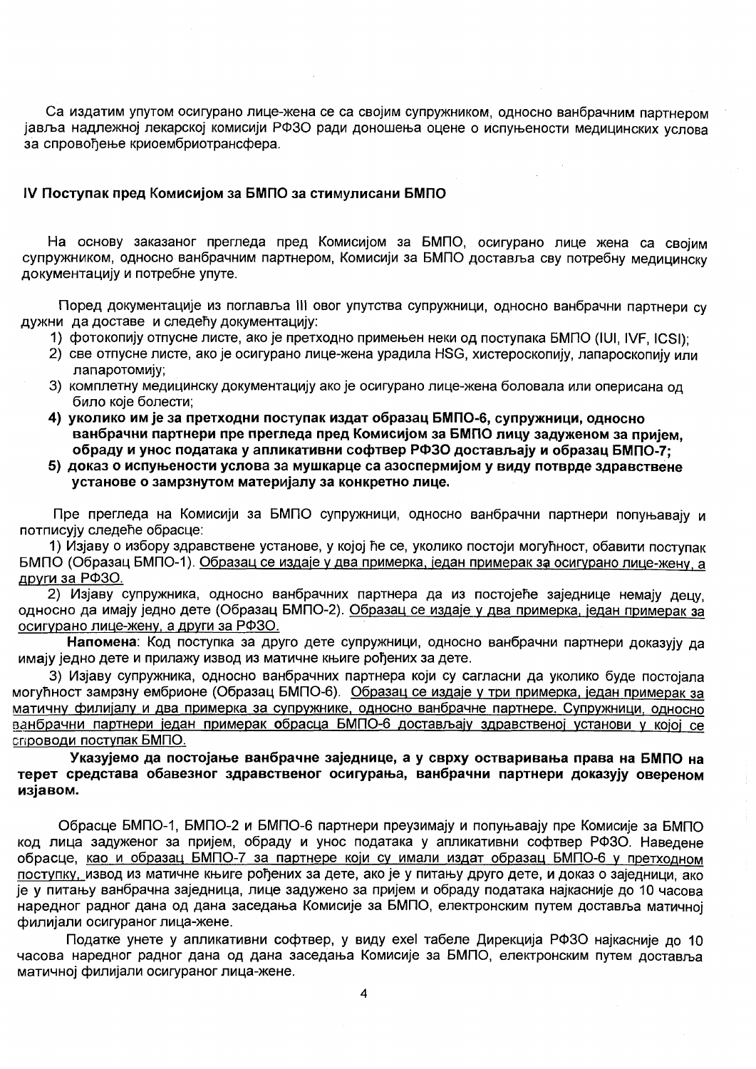Са издатим упутом осигурано лице-жена се са својим супружником, односно ванбрачним партнером јавља надлежној лекарској комисији РФЗО ради доношења оцене о испуњености медицинских услова за спровођење криоембриотрансфера.

## IV Поступак пред Комисијом за БМПО за стимулисани БМПО

На основу заказаног прегледа пред Комисијом за БМПО, осигурано лице жена са својим супружником, односно ванбрачним партнером, Комисији за БМПО доставља сву потребну медицинску документацију и потребне упуте.

Поред документације из поглавља III овог упутства супружници, односно ванбрачни партнери су дужни да доставе и следећу документацију:

1) фотокопију отпусне листе, ако је претходно примењен неки од поступака БМПО (IUI, IVF, ICSI);
2) све отпусне листе, ако је осигурано лице-жена урадила HSG, хистероскопију, лапароскопију или лапаротомију;
3) комплетну медицинску документацију ако је осигурано лице-жена боловала или оперисана од било које болести;
4) **уколико им је за претходни поступак издат образац БМПО-6, супружници, односно ванбрачни партнери пре прегледа пред Комисијом за БМПО лицу задуженом за пријем, обраду и унос података у апликативни софтвер РФЗО достављају и образац БМПО-7;**
5) **доказ о испуњености услова за мушкарце са азоспермијом у виду потврде здравствене установе о замрзнутом материјалу за конкретно лице.**

Пре прегледа на Комисији за БМПО супружници, односно ванбрачни партнери попуњавају и потписују следеће обрасце:

1) Изјаву о избору здравствене установе, у којој ће се, уколико постоји могућност, обавити поступак БМПО (Образац БМПО-1). <u>Образац се издаје у два примерка, један примерак за осигурано лице-жену, а други за РФЗО.</u>

2) Изјаву супружника, односно ванбрачних партнера да из постојеће заједнице немају децу, односно да имају једно дете (Образац БМПО-2). <u>Образац се издаје у два примерка, један примерак за осигурано лице-жену, а други за РФЗО.</u>

**Напомена**: Код поступка за друго дете супружници, односно ванбрачни партнери доказују да имају једно дете и прилажу извод из матичне књиге рођених за дете.

3) Изјаву супружника, односно ванбрачних партнера који су сагласни да уколико буде постојала могућност замрзну ембрионе (Образац БМПО-6). <u>Образац се издаје у три примерка, један примерак за матичну филијалу и два примерка за супружнике, односно ванбрачне партнере. Супружници, односно ванбрачни партнери један примерак обрасца БМПО-6 достављају здравственој установи у којој се спроводи поступак БМПО.</u>

**Указујемо да постојање ванбрачне заједнице, а у сврху остваривања права на БМПО на терет средстава обавезног здравственог осигурања, ванбрачни партнери доказују овереном изјавом.**

Обрасце БМПО-1, БМПО-2 и БМПО-6 партнери преузимају и попуњавају пре Комисије за БМПО код лица задуженог за пријем, обраду и унос података у апликативни софтвер РФЗО. Наведене обрасце, <u>као и образац БМПО-7 за партнере који су имали издат образац БМПО-6 у претходном поступку,</u> извод из матичне књиге рођених за дете, ако је у питању друго дете, и доказ о заједници, ако је у питању ванбрачна заједница, лице задужено за пријем и обраду података најкасније до 10 часова наредног радног дана од дана заседања Комисије за БМПО, електронским путем доставља матичној филијали осигураног лица-жене.

Податке унете у апликативни софтвер, у виду exel табеле Дирекција РФЗО најкасније до 10 часова наредног радног дана од дана заседања Комисије за БМПО, електронским путем доставља матичној филијали осигураног лица-жене.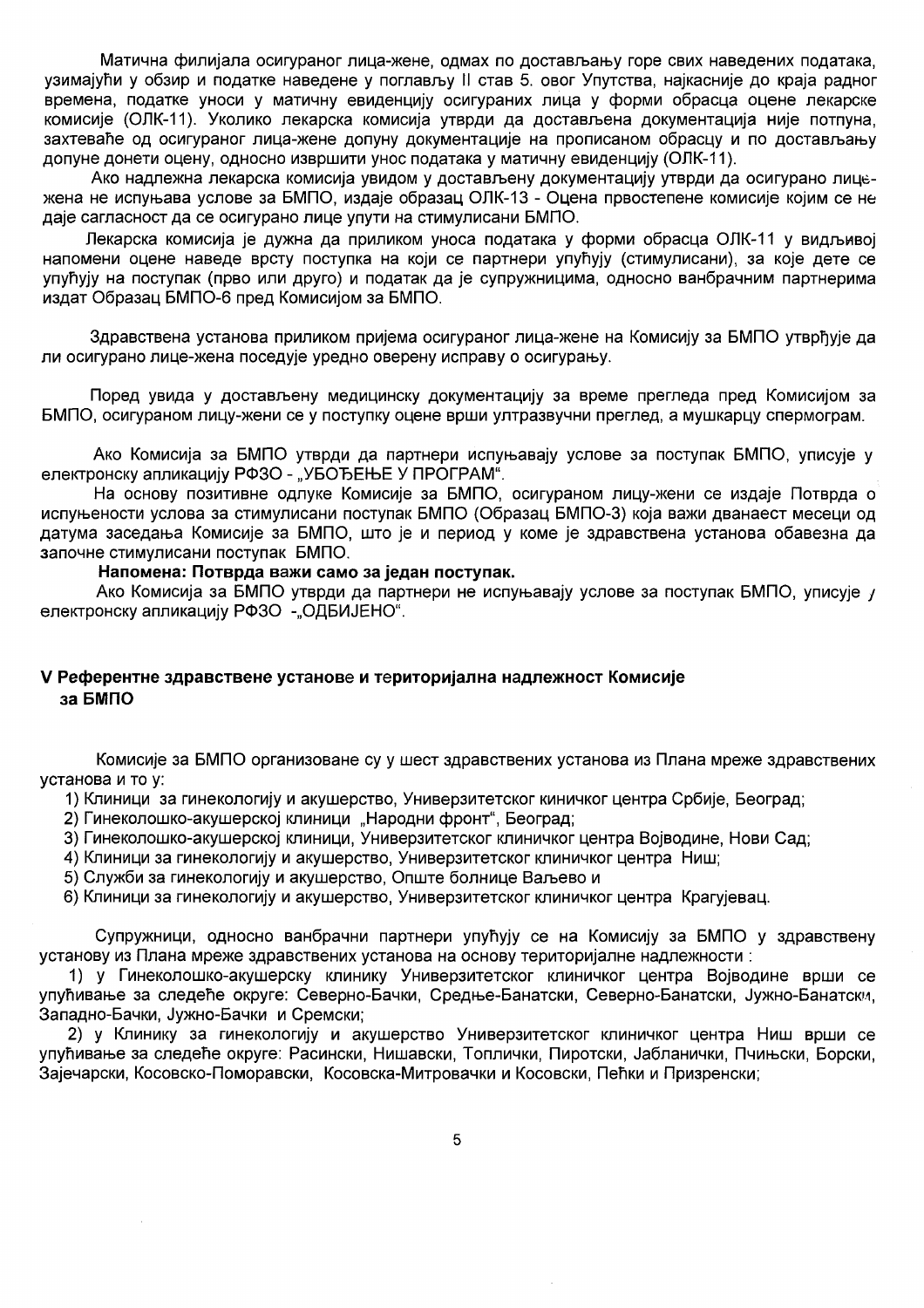Матична филијала осигураног лица-жене, одмах по достављању горе свих наведених података, узимајући у обзир и податке наведене у поглављу II став 5. овог Упутства, најкасније до краја радног времена, податке уноси у матичну евиденцију осигураних лица у форми обрасца оцене лекарске комисије (ОЛК-11). Уколико лекарска комисија утврди да достављена документација није потпуна, захтеваће од осигураног лица-жене допуну документације на прописаном обрасцу и по достављању допуне донети оцену, односно извршити унос података у матичну евиденцију (ОЛК-11).

Ако надлежна лекарска комисија увидом у достављену документацију утврди да осигурано лице-жена не испуњава услове за БМПО, издаје образац ОЛК-13 - Оцена првостепене комисије којим се не даје сагласност да се осигурано лице упути на стимулисани БМПО.

Лекарска комисија је дужна да приликом уноса података у форми обрасца ОЛК-11 у видљивој напомени оцене наведе врсту поступка на који се партнери упућују (стимулисани), за које дете се упућују на поступак (прво или друго) и податак да је супружницима, односно ванбрачним партнерима издат Образац БМПО-6 пред Комисијом за БМПО.

Здравствена установа приликом пријема осигураног лица-жене на Комисију за БМПО утврђује да ли осигурано лице-жена поседује уредно оверену исправу о осигурању.

Поред увида у достављену медицинску документацију за време прегледа пред Комисијом за БМПО, осигураном лицу-жени се у поступку оцене врши ултразвучни преглед, а мушкарцу спермограм.

Ако Комисија за БМПО утврди да партнери испуњавају услове за поступак БМПО, уписује у електронску апликацију РФЗО - „УВОЂЕЊЕ У ПРОГРАМ".

На основу позитивне одлуке Комисије за БМПО, осигураном лицу-жени се издаје Потврда о испуњености услова за стимулисани поступак БМПО (Образац БМПО-3) која важи дванаест месеци од датума заседања Комисије за БМПО, што је и период у коме је здравствена установа обавезна да започне стимулисани поступак БМПО.

**Напомена: Потврда важи само за један поступак.**

Ако Комисија за БМПО утврди да партнери не испуњавају услове за поступак БМПО, уписује у електронску апликацију РФЗО -„ОДБИЈЕНО".

## V Референтне здравствене установе и територијална надлежност Комисије за БМПО

Комисије за БМПО организоване су у шест здравствених установа из Плана мреже здравствених установа и то у:

1) Клиници за гинекологију и акушерство, Универзитетског киничког центра Србије, Београд;
2) Гинеколошко-акушерској клиници „Народни фронт", Београд;
3) Гинеколошко-акушерској клиници, Универзитетског клиничког центра Војводине, Нови Сад;
4) Клиници за гинекологију и акушерство, Универзитетског клиничког центра Ниш;
5) Служби за гинекологију и акушерство, Опште болнице Ваљево и
6) Клиници за гинекологију и акушерство, Универзитетског клиничког центра Крагујевац.

Супружници, односно ванбрачни партнери упућују се на Комисију за БМПО у здравствену установу из Плана мреже здравствених установа на основу територијалне надлежности :

1) у Гинеколошко-акушерску клинику Универзитетског клиничког центра Војводине врши се упућивање за следеће округе: Северно-Бачки, Средње-Банатски, Северно-Банатски, Јужно-Банатски, Западно-Бачки, Јужно-Бачки и Сремски;

2) у Клинику за гинекологију и акушерство Универзитетског клиничког центра Ниш врши се упућивање за следеће округе: Расински, Нишавски, Топлички, Пиротски, Јабланички, Пчињски, Борски, Зајечарски, Косовско-Поморавски, Косовска-Митровачки и Косовски, Пећки и Призренски;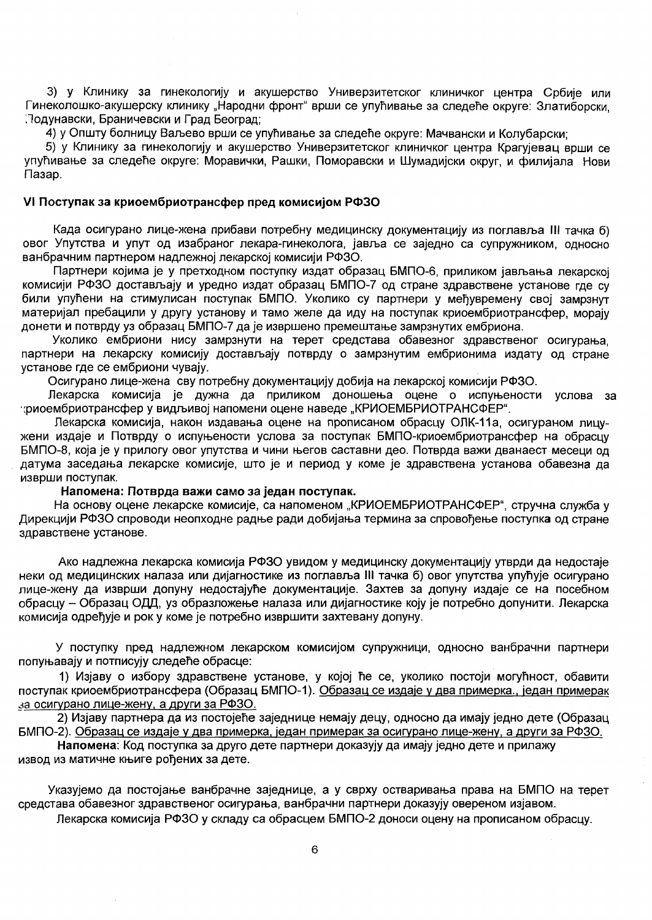3) у Клинику за гинекологију и акушерство Универзитетског клиничког центра Србије или Гинеколошко-акушерску клинику „Народни фронт“ врши се упућивање за следеће округе: Златиборски, Подунавски, Браничевски и Град Београд;

4) у Општу болницу Ваљево врши се упућивање за следеће округе: Мачвански и Колубарски;

5) у Клинику за гинекологију и акушерство Универзитетског клиничког центра Крагујевац врши се упућивање за следеће округе: Моравички, Рашки, Поморавски и Шумадијски округ, и филијала Нови Пазар.

### VI Поступак за криоембриотрансфер пред комисијом РФЗО

Када осигурано лице-жена прибави потребну медицинску документацију из поглавља III тачка б) овог Упутства и упут од изабраног лекара-гинеколога, јавља се заједно са супружником, односно ванбрачним партнером надлежној лекарској комисији РФЗО.

Партнери којима је у претходном поступку издат образац БМПО-6, приликом јављања лекарској комисији РФЗО достављају и уредно издат образац БМПО-7 од стране здравствене установе где су били упућени на стимулисан поступак БМПО. Уколико су партнери у међувремену свој замрзнут материјал пребацили у другу установу и тамо желе да иду на поступак криоембриотрансфер, морају донети и потврду уз образац БМПО-7 да је извршено премештање замрзнутих ембриона.

Уколико ембриони нису замрзнути на терет средстава обавезног здравственог осигурања, партнери на лекарску комисију достављају потврду о замрзнутим ембрионима издату од стране установе где се ембриони чувају.

Осигурано лице-жена сву потребну документацију добија на лекарској комисији РФЗО.

Лекарска комисија је дужна да приликом доношења оцене о испуњености услова за криоембриотрансфер у видљивој напомени оцене наведе „КРИОЕМБРИОТРАНСФЕР“.

Лекарска комисија, након издавања оцене на прописаном обрасцу ОЛК-11а, осигураном лицу-жени издаје и Потврду о испуњености услова за поступак БМПО-криоембриотрансфер на обрасцу БМПО-8, која је у прилогу овог упутства и чини његов саставни део. Потврда важи дванаест месеци од датума заседања лекарске комисије, што је и период у коме је здравствена установа обавезна да изврши поступак.

**Напомена: Потврда важи само за један поступак.**

На основу оцене лекарске комисије, са напоменом „КРИОЕМБРИОТРАНСФЕР“, стручна служба у Дирекцији РФЗО спроводи неопходне радње ради добијања термина за спровођење поступка од стране здравствене установе.

Ако надлежна лекарска комисија РФЗО увидом у медицинску документацију утврди да недостаје неки од медицинских налаза или дијагностике из поглавља III тачка б) овог упутства упућује осигурано лице-жену да изврши допуну недостајуће документације. Захтев за допуну издаје се на посебном обрасцу – Образац ОДД, уз образложење налаза или дијагностике коју је потребно допунити. Лекарска комисија одређује и рок у коме је потребно извршити захтевану допуну.

У поступку пред надлежном лекарском комисијом супружници, односно ванбрачни партнери попуњавају и потписују следеће обрасце:

1) Изјаву о избору здравствене установе, у којој ће се, уколико постоји могућност, обавити поступак криоембриотрансфера (Образац БМПО-1). <u>Образац се издаје у два примерка., један примерак за осигурано лице-жену, а други за РФЗО.</u>

2) Изјаву партнера да из постојеће заједнице немају децу, односно да имају једно дете (Образац БМПО-2). <u>Образац се издаје у два примерка, један примерак за осигурано лице-жену, а други за РФЗО.</u>

**Напомена**: Код поступка за друго дете партнери доказују да имају једно дете и прилажу извод из матичне књиге рођених за дете.

Указујемо да постојање ванбрачне заједнице, а у сврху остваривања права на БМПО на терет средстава обавезног здравственог осигурања, ванбрачни партнери доказују овереном изјавом.

Лекарска комисија РФЗО у складу са обрасцем БМПО-2 доноси оцену на прописаном обрасцу.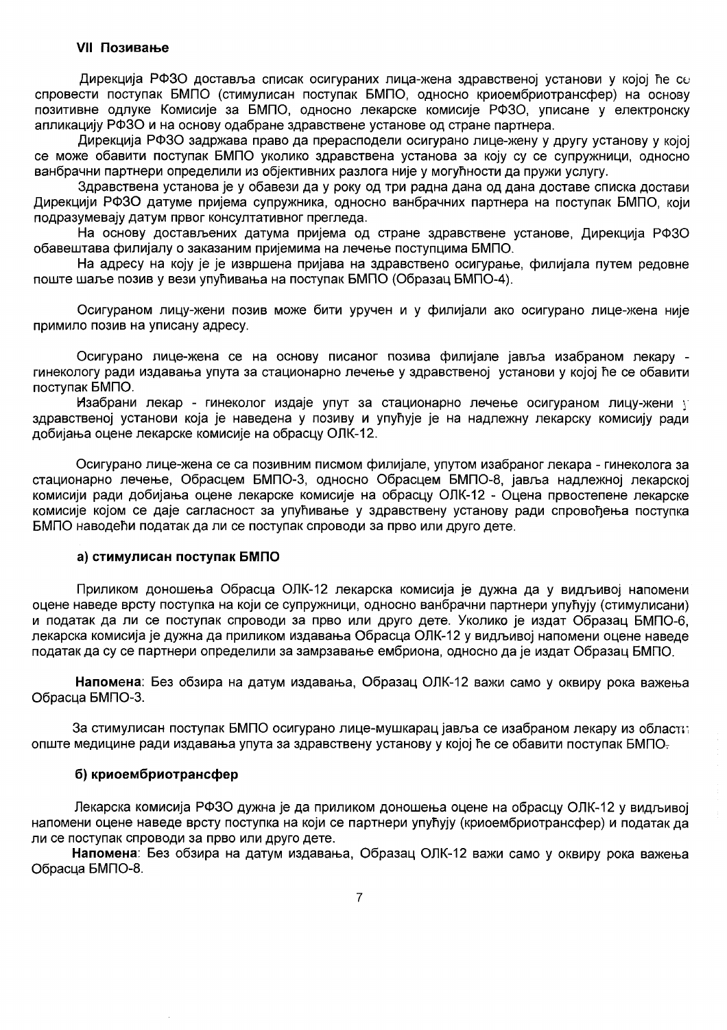### VII Позивање

Дирекција РФЗО доставља списак осигураних лица-жена здравственој установи у којој ће се спровести поступак БМПО (стимулисан поступак БМПО, односно криоембриотрансфер) на основу позитивне одлуке Комисије за БМПО, односно лекарске комисије РФЗО, уписане у електронску апликацију РФЗО и на основу одабране здравствене установе од стране партнера.

Дирекција РФЗО задржава право да прерасподели осигурано лице-жену у другу установу у којој се може обавити поступак БМПО уколико здравствена установа за коју су се супружници, односно ванбрачни партнери определили из објективних разлога није у могућности да пружи услугу.

Здравствена установа је у обавези да у року од три радна дана од дана доставе списка достави Дирекцији РФЗО датуме пријема супружника, односно ванбрачних партнера на поступак БМПО, који подразумевају датум првог консултативног прегледа.

На основу достављених датума пријема од стране здравствене установе, Дирекција РФЗО обавештава филијалу о заказаним пријемима на лечење поступцима БМПО.

На адресу на коју је је извршена пријава на здравствено осигурање, филијала путем редовне поште шаље позив у вези упућивања на поступак БМПО (Образац БМПО-4).

Осигураном лицу-жени позив може бити уручен и у филијали ако осигурано лице-жена није примило позив на уписану адресу.

Осигурано лице-жена се на основу писаног позива филијале јавља изабраном лекару - гинекологу ради издавања упута за стационарно лечење у здравственој установи у којој ће се обавити поступак БМПО.

Изабрани лекар - гинеколог издаје упут за стационарно лечење осигураном лицу-жени у здравственој установи која је наведена у позиву и упућује је на надлежну лекарску комисију ради добијања оцене лекарске комисије на обрасцу ОЛК-12.

Осигурано лице-жена се са позивним писмом филијале, упутом изабраног лекара - гинеколога за стационарно лечење, Обрасцем БМПО-3, односно Обрасцем БМПО-8, јавља надлежној лекарској комисији ради добијања оцене лекарске комисије на обрасцу ОЛК-12 - Оцена првостепене лекарске комисије којом се даје сагласност за упућивање у здравствену установу ради спровођења поступка БМПО наводећи податак да ли се поступак спроводи за прво или друго дете.

#### а) стимулисан поступак БМПО

Приликом доношења Обрасца ОЛК-12 лекарска комисија је дужна да у видљивој напомени оцене наведе врсту поступка на који се супружници, односно ванбрачни партнери упућују (стимулисани) и податак да ли се поступак спроводи за прво или друго дете. Уколико је издат Образац БМПО-6, лекарска комисија је дужна да приликом издавања Обрасца ОЛК-12 у видљивој напомени оцене наведе податак да су се партнери определили за замрзавање ембриона, односно да је издат Образац БМПО.

**Напомена**: Без обзира на датум издавања, Образац ОЛК-12 важи само у оквиру рока важења Обрасца БМПО-3.

За стимулисан поступак БМПО осигурано лице-мушкарац јавља се изабраном лекару из области опште медицине ради издавања упута за здравствену установу у којој ће се обавити поступак БМПО.

#### б) криоембриотрансфер

Лекарска комисија РФЗО дужна је да приликом доношења оцене на обрасцу ОЛК-12 у видљивој напомени оцене наведе врсту поступка на који се партнери упућују (криоембриотрансфер) и податак да ли се поступак спроводи за прво или друго дете.

**Напомена**: Без обзира на датум издавања, Образац ОЛК-12 важи само у оквиру рока важења Обрасца БМПО-8.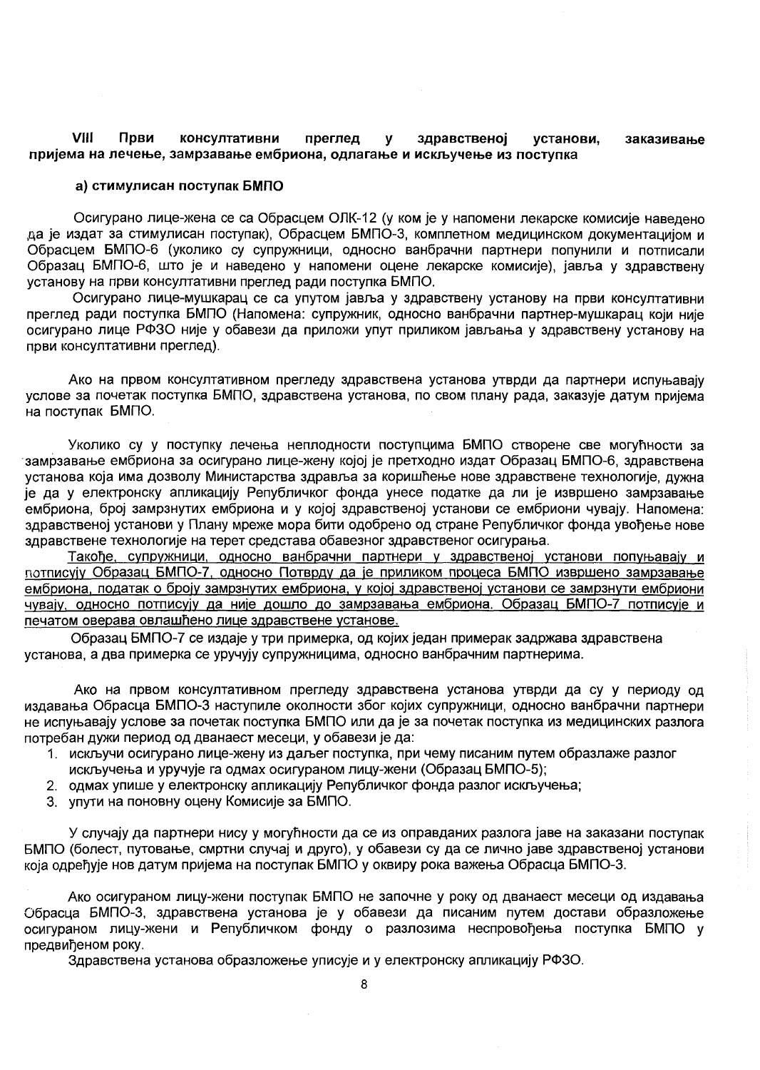## VIII Први консултативни преглед у здравственој установи, заказивање пријема на лечење, замрзавање ембриона, одлагање и искључење из поступка

### а) стимулисан поступак БМПО

Осигурано лице-жена се са Обрасцем ОЛК-12 (у ком је у напомени лекарске комисије наведено да је издат за стимулисан поступак), Обрасцем БМПО-3, комплетном медицинском документацијом и Обрасцем БМПО-6 (уколико су супружници, односно ванбрачни партнери попунили и потписали Образац БМПО-6, што је и наведено у напомени оцене лекарске комисије), јавља у здравствену установу на први консултативни преглед ради поступка БМПО.

Осигурано лице-мушкарац се са упутом јавља у здравствену установу на први консултативни преглед ради поступка БМПО (Напомена: супружник, односно ванбрачни партнер-мушкарац који није осигурано лице РФЗО није у обавези да приложи упут приликом јављања у здравствену установу на први консултативни преглед).

Ако на првом консултативном прегледу здравствена установа утврди да партнери испуњавају услове за почетак поступка БМПО, здравствена установа, по свом плану рада, заказује датум пријема на поступак БМПО.

Уколико су у поступку лечења неплодности поступцима БМПО створене све могућности за замрзавање ембриона за осигурано лице-жену којој је претходно издат Образац БМПО-6, здравствена установа која има дозволу Министарства здравља за коришћење нове здравствене технологије, дужна је да у електронску апликацију Републичког фонда унесе податке да ли је извршено замрзавање ембриона, број замрзнутих ембриона и у којој здравственој установи се ембриони чувају. Напомена: здравственој установи у Плану мреже мора бити одобрено од стране Републичког фонда увођење нове здравствене технологије на терет средстава обавезног здравственог осигурања.

Такође, супружници, односно ванбрачни партнери у здравственој установи попуњавају и потписују Образац БМПО-7, односно Потврду да је приликом процеса БМПО извршено замрзавање ембриона, податак о броју замрзнутих ембриона, у којој здравственој установи се замрзнути ембриони чувају, односно потписују да није дошло до замрзавања ембриона. Образац БМПО-7 потписује и печатом оверава овлашћено лице здравствене установе.

Образац БМПО-7 се издаје у три примерка, од којих један примерак задржава здравствена установа, а два примерка се уручују супружницима, односно ванбрачним партнерима.

Ако на првом консултативном прегледу здравствена установа утврди да су у периоду од издавања Обрасца БМПО-3 наступиле околности због којих супружници, односно ванбрачни партнери не испуњавају услове за почетак поступка БМПО или да је за почетак поступка из медицинских разлога потребан дужи период од дванаест месеци, у обавези је да:

1. искључи осигурано лице-жену из даљег поступка, при чему писаним путем образлаже разлог искључења и уручује га одмах осигураном лицу-жени (Образац БМПО-5);
2. одмах упише у електронску апликацију Републичког фонда разлог искључења;
3. упути на поновну оцену Комисије за БМПО.

У случају да партнери нису у могућности да се из оправданих разлога јаве на заказани поступак БМПО (болест, путовање, смртни случај и друго), у обавези су да се лично јаве здравственој установи која одређује нов датум пријема на поступак БМПО у оквиру рока важења Обрасца БМПО-3.

Ако осигураном лицу-жени поступак БМПО не започне у року од дванаест месеци од издавања Обрасца БМПО-3, здравствена установа је у обавези да писаним путем достави образложење осигураном лицу-жени и Републичком фонду о разлозима неспровођења поступка БМПО у предвиђеном року.

Здравствена установа образложење уписује и у електронску апликацију РФЗО.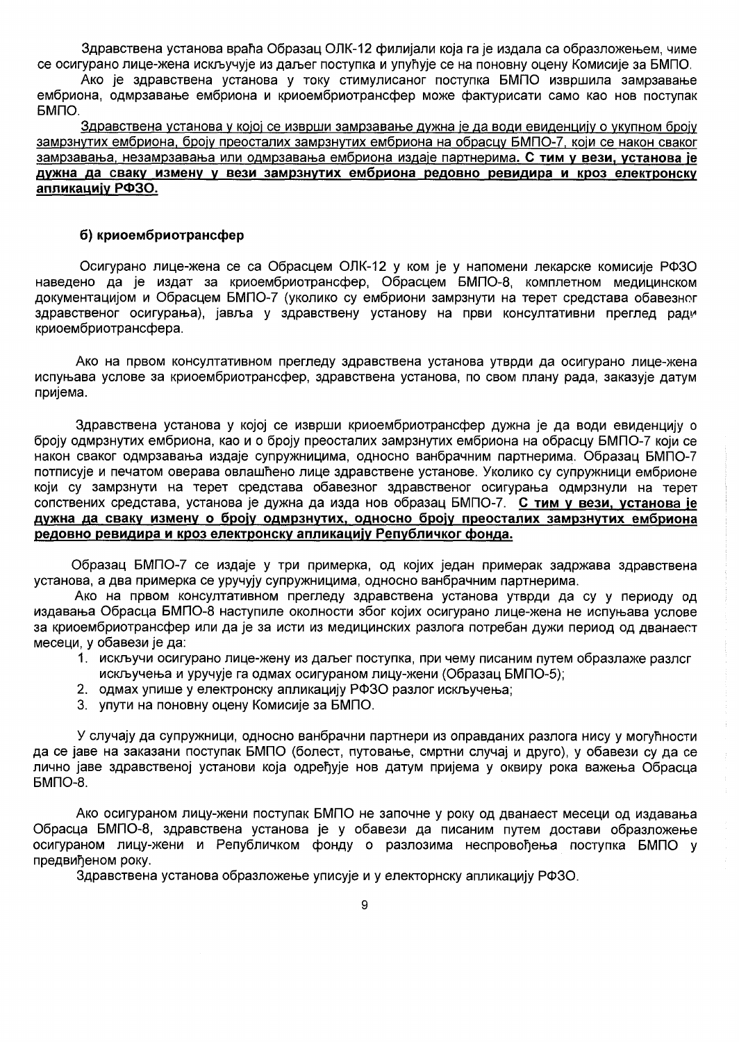Здравствена установа враћа Образац ОЛК-12 филијали која га је издала са образложењем, чиме се осигурано лице-жена искључује из даљег поступка и упућује се на поновну оцену Комисије за БМПО.

Ако је здравствена установа у току стимулисаног поступка БМПО извршила замрзавање ембриона, одмрзавање ембриона и криоембриотрансфер може фактурисати само као нов поступак БМПО.

<u>Здравствена установа у којој се изврши замрзавање дужна је да води евиденцију о укупном броју замрзнутих ембриона, броју преосталих замрзнутих ембриона на обрасцу БМПО-7, који се након сваког замрзавања, незамрзавања или одмрзавања ембриона издаје партнерима</u>. **<u>С тим у вези, установа је дужна да сваку измену у вези замрзнутих ембриона редовно ревидира и кроз електронску апликацију РФЗО.</u>**

#### б) криоембриотрансфер

Осигурано лице-жена се са Обрасцем ОЛК-12 у ком је у напомени лекарске комисије РФЗО наведено да је издат за криоембриотрансфер, Обрасцем БМПО-8, комплетном медицинском документацијом и Обрасцем БМПО-7 (уколико су ембриони замрзнути на терет средстава обавезног здравственог осигурања), јавља у здравствену установу на први консултативни преглед ради криоембриотрансфера.

Ако на првом консултативном прегледу здравствена установа утврди да осигурано лице-жена испуњава услове за криоембриотрансфер, здравствена установа, по свом плану рада, заказује датум пријема.

Здравствена установа у којој се изврши криоембриотрансфер дужна је да води евиденцију о броју одмрзнутих ембриона, као и о броју преосталих замрзнутих ембриона на обрасцу БМПО-7 који се након сваког одмрзавања издаје супружницима, односно ванбрачним партнерима. Образац БМПО-7 потписује и печатом оверава овлашћено лице здравствене установе. Уколико су супружници ембрионе који су замрзнути на терет средстава обавезног здравственог осигурања одмрзнули на терет сопствених средстава, установа је дужна да изда нов образац БМПО-7. **<u>С тим у вези, установа је дужна да сваку измену о броју одмрзнутих, односно броју преосталих замрзнутих ембриона редовно ревидира и кроз електронску апликацију Републичког фонда.</u>**

Образац БМПО-7 се издаје у три примерка, од којих један примерак задржава здравствена установа, а два примерка се уручују супружницима, односно ванбрачним партнерима.

Ако на првом консултативном прегледу здравствена установа утврди да су у периоду од издавања Обрасца БМПО-8 наступиле околности због којих осигурано лице-жена не испуњава услове за криоембриотрансфер или да је за исти из медицинских разлога потребан дужи период од дванаест месеци, у обавези је да:

1. искључи осигурано лице-жену из даљег поступка, при чему писаним путем образлаже разлог искључења и уручује га одмах осигураном лицу-жени (Образац БМПО-5);
2. одмах упише у електронску апликацију РФЗО разлог искључења;
3. упути на поновну оцену Комисије за БМПО.

У случају да супружници, односно ванбрачни партнери из оправданих разлога нису у могућности да се јаве на заказани поступак БМПО (болест, путовање, смртни случај и друго), у обавези су да се лично јаве здравственој установи која одређује нов датум пријема у оквиру рока важења Обрасца БМПО-8.

Ако осигураном лицу-жени поступак БМПО не започне у року од дванаест месеци од издавања Обрасца БМПО-8, здравствена установа је у обавези да писаним путем достави образложење осигураном лицу-жени и Републичком фонду о разлозима неспровођења поступка БМПО у предвиђеном року.

Здравствена установа образложење уписује и у електорнску апликацију РФЗО.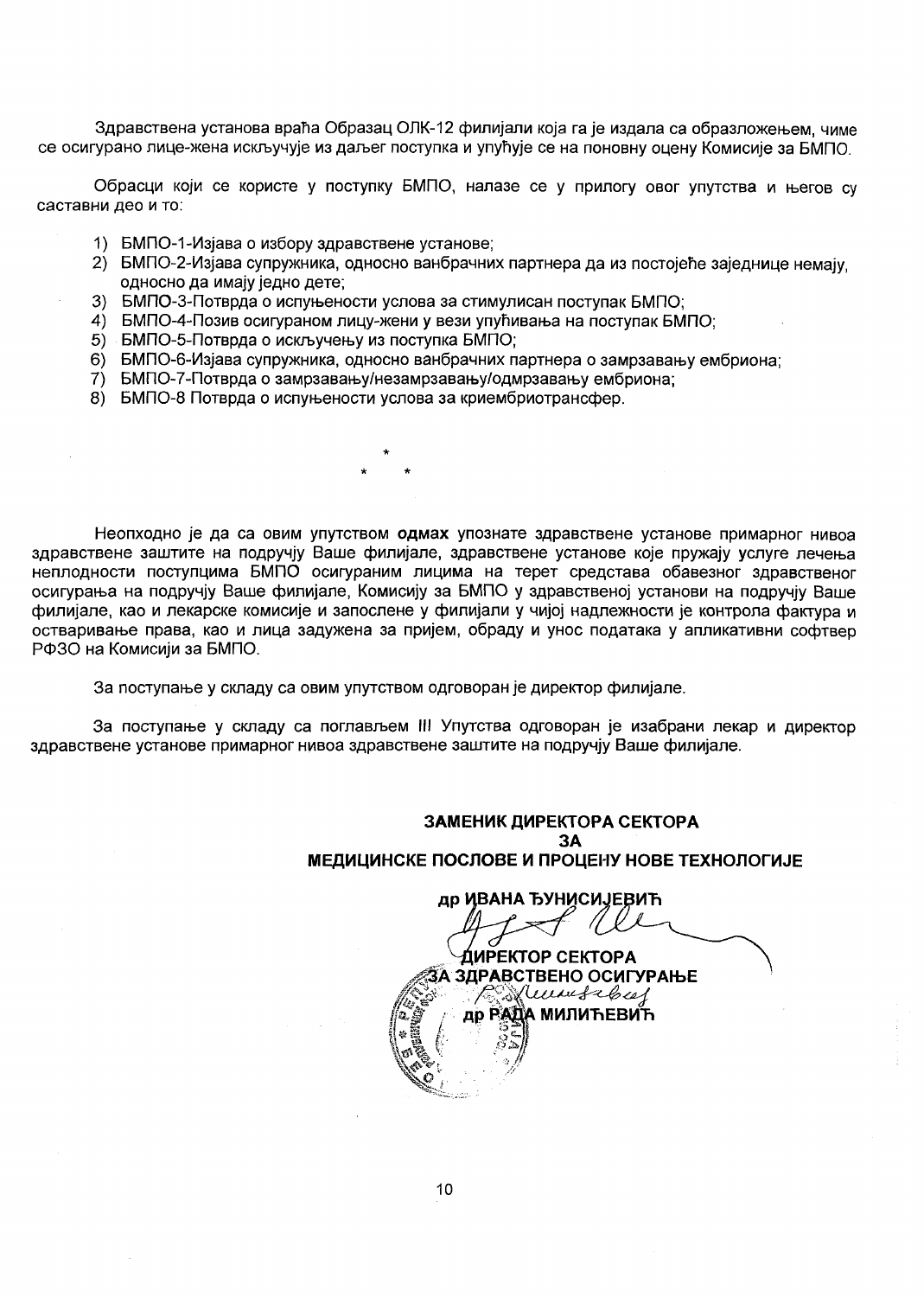Здравствена установа враћа Образац ОЛК-12 филијали која га је издала са образложењем, чиме се осигурано лице-жена искључује из даљег поступка и упућује се на поновну оцену Комисије за БМПО.

Обрасци који се користе у поступку БМПО, налазе се у прилогу овог упутства и његов су саставни део и то:

1) БМПО-1-Изјава о избору здравствене установе;
2) БМПО-2-Изјава супружника, односно ванбрачних партнера да из постојеће заједнице немају, односно да имају једно дете;
3) БМПО-3-Потврда о испуњености услова за стимулисан поступак БМПО;
4) БМПО-4-Позив осигураном лицу-жени у вези упућивања на поступак БМПО;
5) БМПО-5-Потврда о искључењу из поступка БМПО;
6) БМПО-6-Изјава супружника, односно ванбрачних партнера о замрзавању ембриона;
7) БМПО-7-Потврда о замрзавању/незамрзавању/одмрзавању ембриона;
8) БМПО-8 Потврда о испуњености услова за криембриотрансфер.

\*
\* \*

Неопходно је да са овим упутством **одмах** упознате здравствене установе примарног нивоа здравствене заштите на подручју Ваше филијале, здравствене установе које пружају услуге лечења неплодности поступцима БМПО осигураним лицима на терет средстава обавезног здравственог осигурања на подручју Ваше филијале, Комисију за БМПО у здравственој установи на подручју Ваше филијале, као и лекарске комисије и запослене у филијали у чијој надлежности је контрола фактура и остваривање права, као и лица задужена за пријем, обраду и унос података у апликативни софтвер РФЗО на Комисији за БМПО.

За поступање у складу са овим упутством одговоран је директор филијале.

За поступање у складу са поглављем III Упутства одговоран је изабрани лекар и директор здравствене установе примарног нивоа здравствене заштите на подручју Ваше филијале.

**ЗАМЕНИК ДИРЕКТОРА СЕКТОРА**
**ЗА**
**МЕДИЦИНСКЕ ПОСЛОВЕ И ПРОЦЕНУ НОВЕ ТЕХНОЛОГИЈЕ**

**др ИВАНА ЂУНИСИЈЕВИЋ**

**ДИРЕКТОР СЕКТОРА**
**ЗА ЗДРАВСТВЕНО ОСИГУРАЊЕ**

**др РАДА МИЛИЋЕВИЋ**